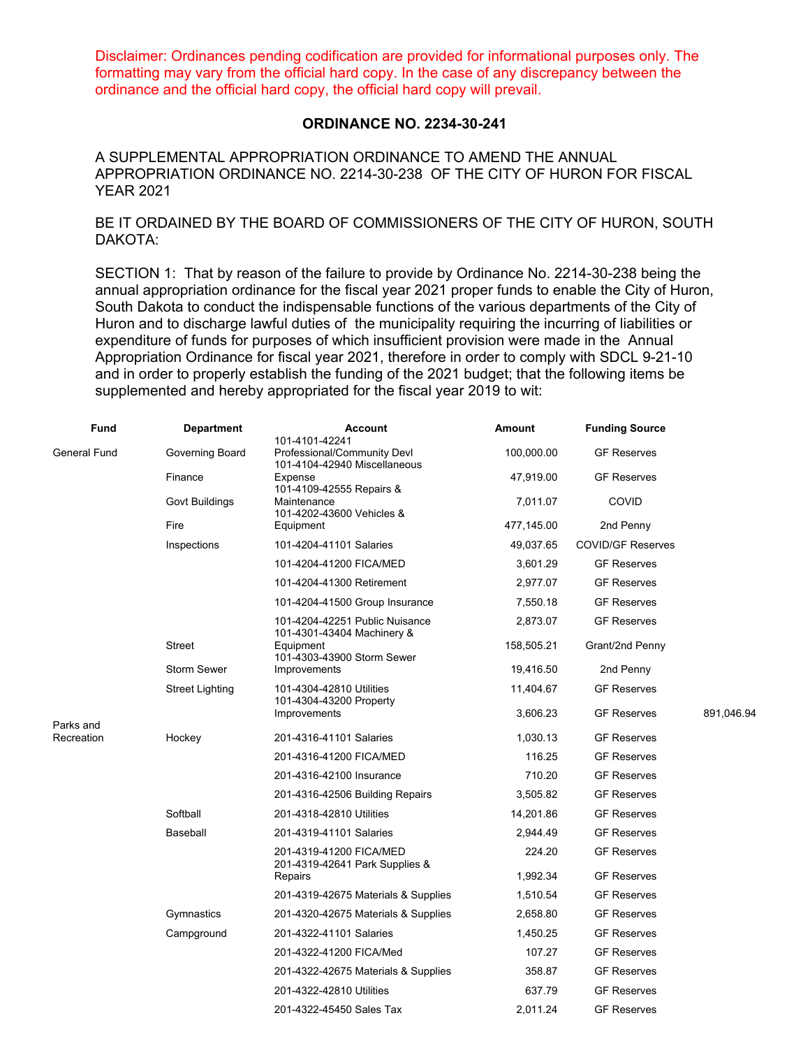Disclaimer: Ordinances pending codification are provided for informational purposes only. The formatting may vary from the official hard copy. In the case of any discrepancy between the ordinance and the official hard copy, the official hard copy will prevail.

## ORDINANCE NO. 2234-30-241

A SUPPLEMENTAL APPROPRIATION ORDINANCE TO AMEND THE ANNUAL APPROPRIATION ORDINANCE NO. 2214-30-238 OF THE CITY OF HURON FOR FISCAL YEAR 2021

BE IT ORDAINED BY THE BOARD OF COMMISSIONERS OF THE CITY OF HURON, SOUTH DAKOTA:

SECTION 1: That by reason of the failure to provide by Ordinance No. 2214-30-238 being the annual appropriation ordinance for the fiscal year 2021 proper funds to enable the City of Huron, South Dakota to conduct the indispensable functions of the various departments of the City of Huron and to discharge lawful duties of the municipality requiring the incurring of liabilities or expenditure of funds for purposes of which insufficient provision were made in the Annual Appropriation Ordinance for fiscal year 2021, therefore in order to comply with SDCL 9-21-10 and in order to properly establish the funding of the 2021 budget; that the following items be supplemented and hereby appropriated for the fiscal year 2019 to wit:

| Fund | Department | Account | Amount | Funding Source | |
|---|---|---|---|---|---|
| General Fund | Governing Board | 101-4101-42241 Professional/Community Devl | 100,000.00 | GF Reserves | |
| | Finance | 101-4104-42940 Miscellaneous Expense | 47,919.00 | GF Reserves | |
| | Govt Buildings | 101-4109-42555 Repairs & Maintenance | 7,011.07 | COVID | |
| | Fire | 101-4202-43600 Vehicles & Equipment | 477,145.00 | 2nd Penny | |
| | Inspections | 101-4204-41101 Salaries | 49,037.65 | COVID/GF Reserves | |
| | | 101-4204-41200 FICA/MED | 3,601.29 | GF Reserves | |
| | | 101-4204-41300 Retirement | 2,977.07 | GF Reserves | |
| | | 101-4204-41500 Group Insurance | 7,550.18 | GF Reserves | |
| | | 101-4204-42251 Public Nuisance | 2,873.07 | GF Reserves | |
| | Street | 101-4301-43404 Machinery & Equipment | 158,505.21 | Grant/2nd Penny | |
| | Storm Sewer | 101-4303-43900 Storm Sewer Improvements | 19,416.50 | 2nd Penny | |
| | Street Lighting | 101-4304-42810 Utilities | 11,404.67 | GF Reserves | |
| | | 101-4304-43200 Property Improvements | 3,606.23 | GF Reserves | 891,046.94 |
| Parks and Recreation | Hockey | 201-4316-41101 Salaries | 1,030.13 | GF Reserves | |
| | | 201-4316-41200 FICA/MED | 116.25 | GF Reserves | |
| | | 201-4316-42100 Insurance | 710.20 | GF Reserves | |
| | | 201-4316-42506 Building Repairs | 3,505.82 | GF Reserves | |
| | Softball | 201-4318-42810 Utilities | 14,201.86 | GF Reserves | |
| | Baseball | 201-4319-41101 Salaries | 2,944.49 | GF Reserves | |
| | | 201-4319-41200 FICA/MED | 224.20 | GF Reserves | |
| | | 201-4319-42641 Park Supplies & Repairs | 1,992.34 | GF Reserves | |
| | | 201-4319-42675 Materials & Supplies | 1,510.54 | GF Reserves | |
| | Gymnastics | 201-4320-42675 Materials & Supplies | 2,658.80 | GF Reserves | |
| | Campground | 201-4322-41101 Salaries | 1,450.25 | GF Reserves | |
| | | 201-4322-41200 FICA/Med | 107.27 | GF Reserves | |
| | | 201-4322-42675 Materials & Supplies | 358.87 | GF Reserves | |
| | | 201-4322-42810 Utilities | 637.79 | GF Reserves | |
| | | 201-4322-45450 Sales Tax | 2,011.24 | GF Reserves | |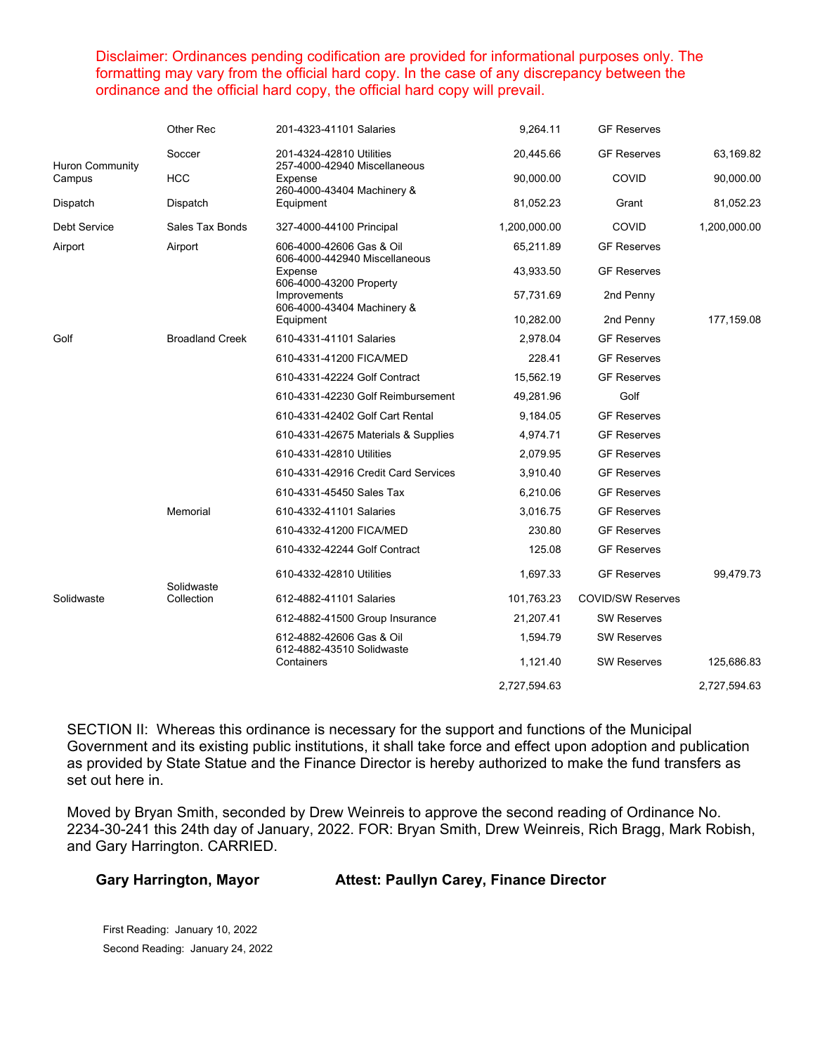Disclaimer: Ordinances pending codification are provided for informational purposes only. The formatting may vary from the official hard copy. In the case of any discrepancy between the ordinance and the official hard copy, the official hard copy will prevail.

| | | | | | |
|---|---|---|---|---|---|
| | Other Rec | 201-4323-41101 Salaries | 9,264.11 | GF Reserves | |
| | Soccer | 201-4324-42810 Utilities | 20,445.66 | GF Reserves | 63,169.82 |
| Huron Community Campus | HCC | 257-4000-42940 Miscellaneous Expense | 90,000.00 | COVID | 90,000.00 |
| Dispatch | Dispatch | 260-4000-43404 Machinery & Equipment | 81,052.23 | Grant | 81,052.23 |
| Debt Service | Sales Tax Bonds | 327-4000-44100 Principal | 1,200,000.00 | COVID | 1,200,000.00 |
| Airport | Airport | 606-4000-42606 Gas & Oil | 65,211.89 | GF Reserves | |
| | | 606-4000-442940 Miscellaneous Expense | 43,933.50 | GF Reserves | |
| | | 606-4000-43200 Property Improvements | 57,731.69 | 2nd Penny | |
| | | 606-4000-43404 Machinery & Equipment | 10,282.00 | 2nd Penny | 177,159.08 |
| Golf | Broadland Creek | 610-4331-41101 Salaries | 2,978.04 | GF Reserves | |
| | | 610-4331-41200 FICA/MED | 228.41 | GF Reserves | |
| | | 610-4331-42224 Golf Contract | 15,562.19 | GF Reserves | |
| | | 610-4331-42230 Golf Reimbursement | 49,281.96 | Golf | |
| | | 610-4331-42402 Golf Cart Rental | 9,184.05 | GF Reserves | |
| | | 610-4331-42675 Materials & Supplies | 4,974.71 | GF Reserves | |
| | | 610-4331-42810 Utilities | 2,079.95 | GF Reserves | |
| | | 610-4331-42916 Credit Card Services | 3,910.40 | GF Reserves | |
| | | 610-4331-45450 Sales Tax | 6,210.06 | GF Reserves | |
| | Memorial | 610-4332-41101 Salaries | 3,016.75 | GF Reserves | |
| | | 610-4332-41200 FICA/MED | 230.80 | GF Reserves | |
| | | 610-4332-42244 Golf Contract | 125.08 | GF Reserves | |
| | | 610-4332-42810 Utilities | 1,697.33 | GF Reserves | 99,479.73 |
| Solidwaste | Solidwaste Collection | 612-4882-41101 Salaries | 101,763.23 | COVID/SW Reserves | |
| | | 612-4882-41500 Group Insurance | 21,207.41 | SW Reserves | |
| | | 612-4882-42606 Gas & Oil | 1,594.79 | SW Reserves | |
| | | 612-4882-43510 Solidwaste Containers | 1,121.40 | SW Reserves | 125,686.83 |
| | | | 2,727,594.63 | | 2,727,594.63 |

SECTION II: Whereas this ordinance is necessary for the support and functions of the Municipal Government and its existing public institutions, it shall take force and effect upon adoption and publication as provided by State Statue and the Finance Director is hereby authorized to make the fund transfers as set out here in.

Moved by Bryan Smith, seconded by Drew Weinreis to approve the second reading of Ordinance No. 2234-30-241 this 24th day of January, 2022. FOR: Bryan Smith, Drew Weinreis, Rich Bragg, Mark Robish, and Gary Harrington. CARRIED.

**Gary Harrington, Mayor** **Attest: Paullyn Carey, Finance Director**

First Reading: January 10, 2022

Second Reading: January 24, 2022